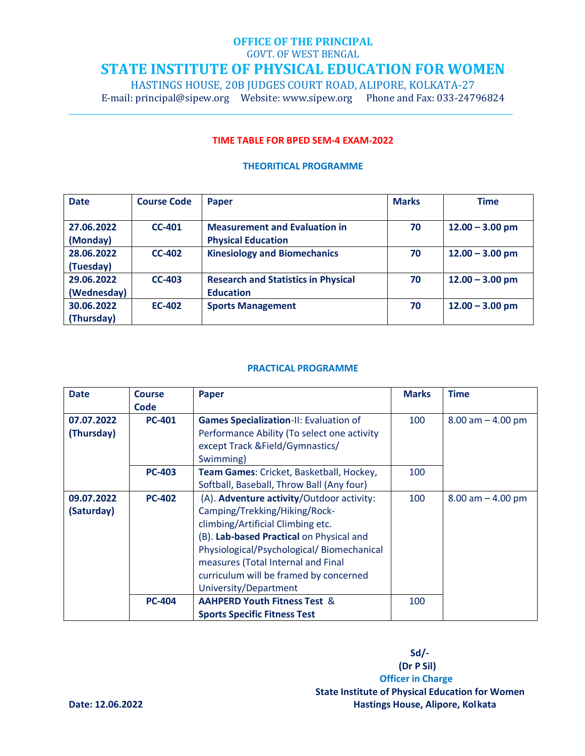# OFFICE OF THE PRINCIPAL

GOVT. OF WEST BENGAL

# STATE INSTITUTE OF PHYSICAL EDUCATION FOR WOMEN

HASTINGS HOUSE, 20B JUDGES COURT ROAD, ALIPORE, KOLKATA-27

E-mail: principal@sipew.org Website: www.sipew.org Phone and Fax: 033-24796824

---

## TIME TABLE FOR BPED SEM-4 EXAM-2022

### THEORITICAL PROGRAMME

| Date | Course Code | Paper | Marks | Time |
|---|---|---|---|---|
| **27.06.2022 (Monday)** | **CC-401** | **Measurement and Evaluation in Physical Education** | **70** | **12.00 – 3.00 pm** |
| **28.06.2022 (Tuesday)** | **CC-402** | **Kinesiology and Biomechanics** | **70** | **12.00 – 3.00 pm** |
| **29.06.2022 (Wednesday)** | **CC-403** | **Research and Statistics in Physical Education** | **70** | **12.00 – 3.00 pm** |
| **30.06.2022 (Thursday)** | **EC-402** | **Sports Management** | **70** | **12.00 – 3.00 pm** |

### PRACTICAL PROGRAMME

| Date | Course Code | Paper | Marks | Time |
|---|---|---|---|---|
| **07.07.2022 (Thursday)** | **PC-401** | **Games Specialization**-II: Evaluation of Performance Ability (To select one activity except Track &Field/Gymnastics/ Swimming) | 100 | 8.00 am – 4.00 pm |
| | **PC-403** | **Team Games**: Cricket, Basketball, Hockey, Softball, Baseball, Throw Ball (Any four) | 100 | |
| **09.07.2022 (Saturday)** | **PC-402** | (A). **Adventure activity**/Outdoor activity: Camping/Trekking/Hiking/Rock-climbing/Artificial Climbing etc. (B). **Lab-based Practical** on Physical and Physiological/Psychological/ Biomechanical measures (Total Internal and Final curriculum will be framed by concerned University/Department | 100 | 8.00 am – 4.00 pm |
| | **PC-404** | **AAHPERD Youth Fitness Test & Sports Specific Fitness Test** | 100 | |

**Sd/-**
**(Dr P Sil)**
**Officer in Charge**
**State Institute of Physical Education for Women**
**Hastings House, Alipore, Kolkata**

**Date: 12.06.2022**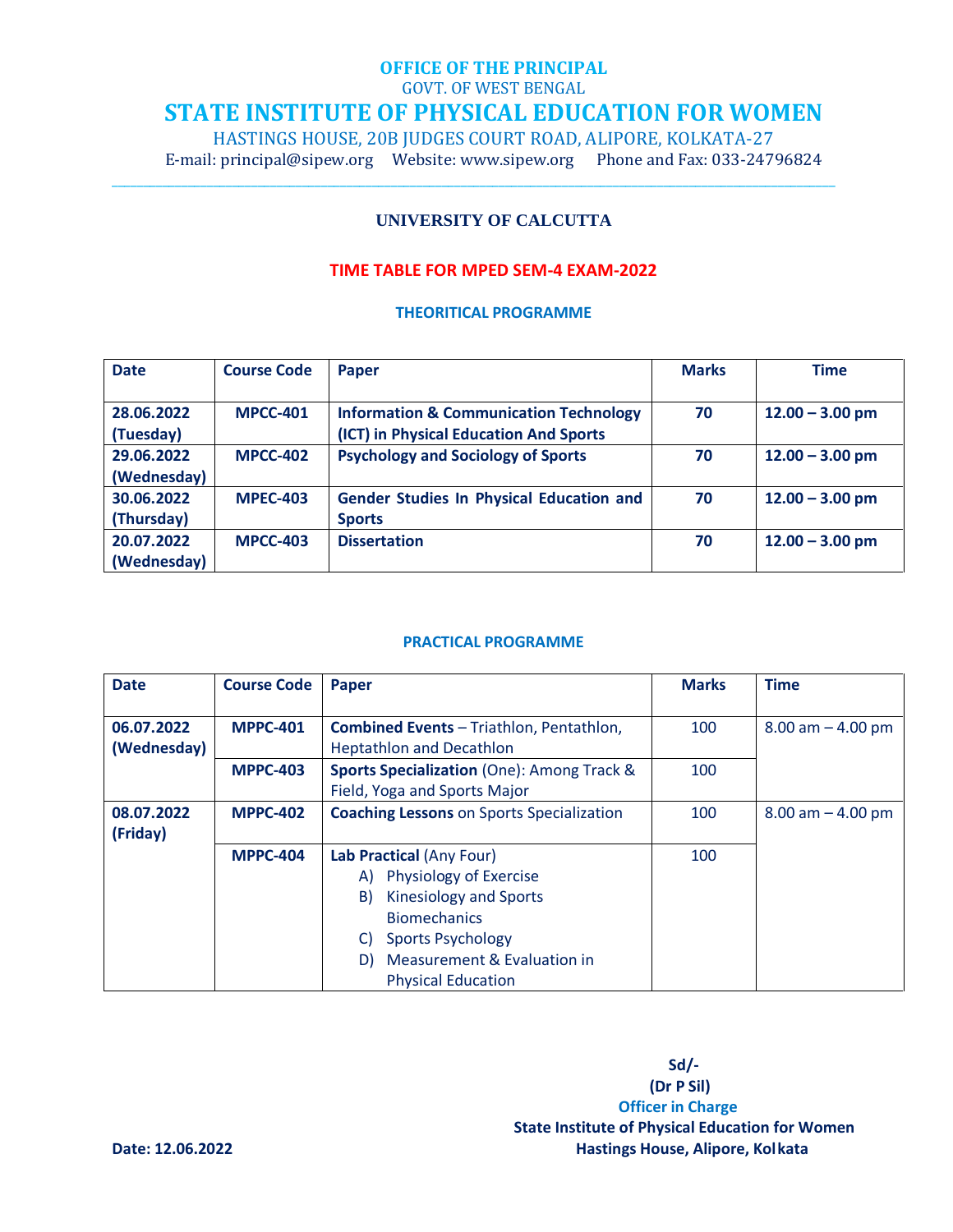**OFFICE OF THE PRINCIPAL**

GOVT. OF WEST BENGAL

# STATE INSTITUTE OF PHYSICAL EDUCATION FOR WOMEN

HASTINGS HOUSE, 20B JUDGES COURT ROAD, ALIPORE, KOLKATA-27

E-mail: principal@sipew.org Website: www.sipew.org Phone and Fax: 033-24796824

---

## UNIVERSITY OF CALCUTTA

## TIME TABLE FOR MPED SEM-4 EXAM-2022

### THEORITICAL PROGRAMME

| Date | Course Code | Paper | Marks | Time |
|---|---|---|---|---|
| **28.06.2022 (Tuesday)** | **MPCC-401** | **Information & Communication Technology (ICT) in Physical Education And Sports** | **70** | **12.00 – 3.00 pm** |
| **29.06.2022 (Wednesday)** | **MPCC-402** | **Psychology and Sociology of Sports** | **70** | **12.00 – 3.00 pm** |
| **30.06.2022 (Thursday)** | **MPEC-403** | **Gender Studies In Physical Education and Sports** | **70** | **12.00 – 3.00 pm** |
| **20.07.2022 (Wednesday)** | **MPCC-403** | **Dissertation** | **70** | **12.00 – 3.00 pm** |

### PRACTICAL PROGRAMME

| Date | Course Code | Paper | Marks | Time |
|---|---|---|---|---|
| **06.07.2022 (Wednesday)** | **MPPC-401** | **Combined Events** – Triathlon, Pentathlon, Heptathlon and Decathlon | 100 | 8.00 am – 4.00 pm |
| | **MPPC-403** | **Sports Specialization** (One): Among Track & Field, Yoga and Sports Major | 100 | |
| **08.07.2022 (Friday)** | **MPPC-402** | **Coaching Lessons** on Sports Specialization | 100 | 8.00 am – 4.00 pm |
| | **MPPC-404** | **Lab Practical** (Any Four) A) Physiology of Exercise B) Kinesiology and Sports Biomechanics C) Sports Psychology D) Measurement & Evaluation in Physical Education | 100 | |

**Sd/-**

**(Dr P Sil)**

**Officer in Charge**

**State Institute of Physical Education for Women**

**Hastings House, Alipore, Kolkata**

**Date: 12.06.2022**